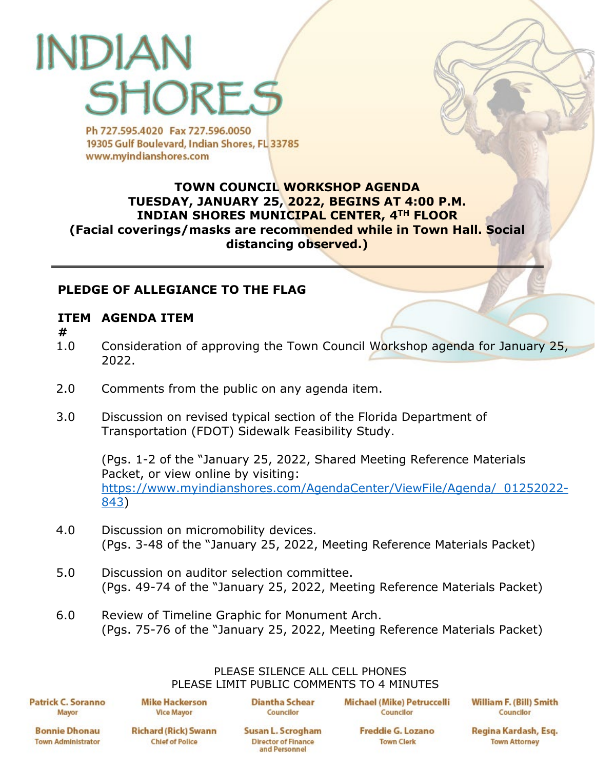# INDIAN SHORES

Ph 727.595.4020 Fax 727.596.0050
19305 Gulf Boulevard, Indian Shores, FL 33785
www.myindianshores.com

**TOWN COUNCIL WORKSHOP AGENDA**
**TUESDAY, JANUARY 25, 2022, BEGINS AT 4:00 P.M.**
**INDIAN SHORES MUNICIPAL CENTER, 4TH FLOOR**
**(Facial coverings/masks are recommended while in Town Hall. Social distancing observed.)**

---

**PLEDGE OF ALLEGIANCE TO THE FLAG**

| ITEM # | AGENDA ITEM |
|---|---|
| 1.0 | Consideration of approving the Town Council Workshop agenda for January 25, 2022. |
| 2.0 | Comments from the public on any agenda item. |
| 3.0 | Discussion on revised typical section of the Florida Department of Transportation (FDOT) Sidewalk Feasibility Study.<br><br>(Pgs. 1-2 of the "January 25, 2022, Shared Meeting Reference Materials Packet, or view online by visiting: [https://www.myindianshores.com/AgendaCenter/ViewFile/Agenda/_01252022-843](https://www.myindianshores.com/AgendaCenter/ViewFile/Agenda/_01252022-843)) |
| 4.0 | Discussion on micromobility devices.<br>(Pgs. 3-48 of the "January 25, 2022, Meeting Reference Materials Packet) |
| 5.0 | Discussion on auditor selection committee.<br>(Pgs. 49-74 of the "January 25, 2022, Meeting Reference Materials Packet) |
| 6.0 | Review of Timeline Graphic for Monument Arch.<br>(Pgs. 75-76 of the "January 25, 2022, Meeting Reference Materials Packet) |

PLEASE SILENCE ALL CELL PHONES
PLEASE LIMIT PUBLIC COMMENTS TO 4 MINUTES

| Patrick C. Soranno<br>Mayor | Mike Hackerson<br>Vice Mayor | Diantha Schear<br>Councilor | Michael (Mike) Petruccelli<br>Councilor | William F. (Bill) Smith<br>Councilor |
|---|---|---|---|---|
| Bonnie Dhonau<br>Town Administrator | Richard (Rick) Swann<br>Chief of Police | Susan L. Scrogham<br>Director of Finance and Personnel | Freddie G. Lozano<br>Town Clerk | Regina Kardash, Esq.<br>Town Attorney |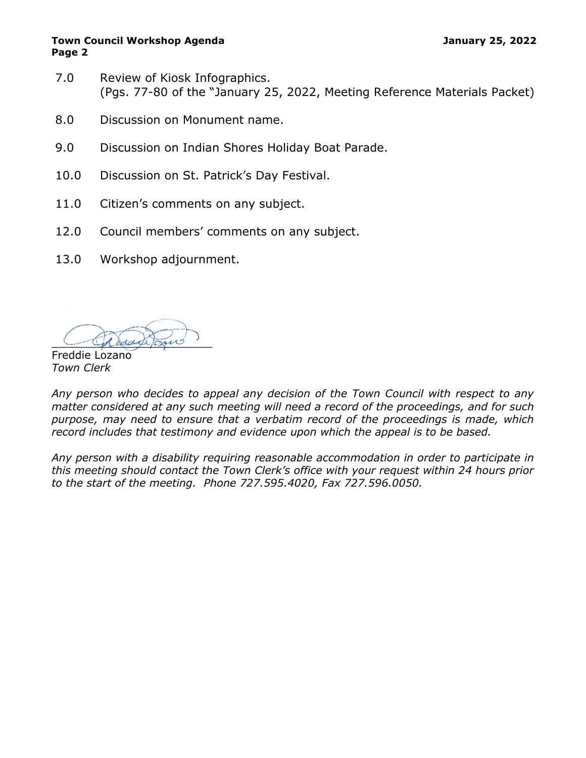7.0 Review of Kiosk Infographics.
(Pgs. 77-80 of the "January 25, 2022, Meeting Reference Materials Packet)

8.0 Discussion on Monument name.

9.0 Discussion on Indian Shores Holiday Boat Parade.

10.0 Discussion on St. Patrick's Day Festival.

11.0 Citizen's comments on any subject.

12.0 Council members' comments on any subject.

13.0 Workshop adjournment.

Freddie Lozano
*Town Clerk*

*Any person who decides to appeal any decision of the Town Council with respect to any matter considered at any such meeting will need a record of the proceedings, and for such purpose, may need to ensure that a verbatim record of the proceedings is made, which record includes that testimony and evidence upon which the appeal is to be based.*

*Any person with a disability requiring reasonable accommodation in order to participate in this meeting should contact the Town Clerk's office with your request within 24 hours prior to the start of the meeting. Phone 727.595.4020, Fax 727.596.0050.*